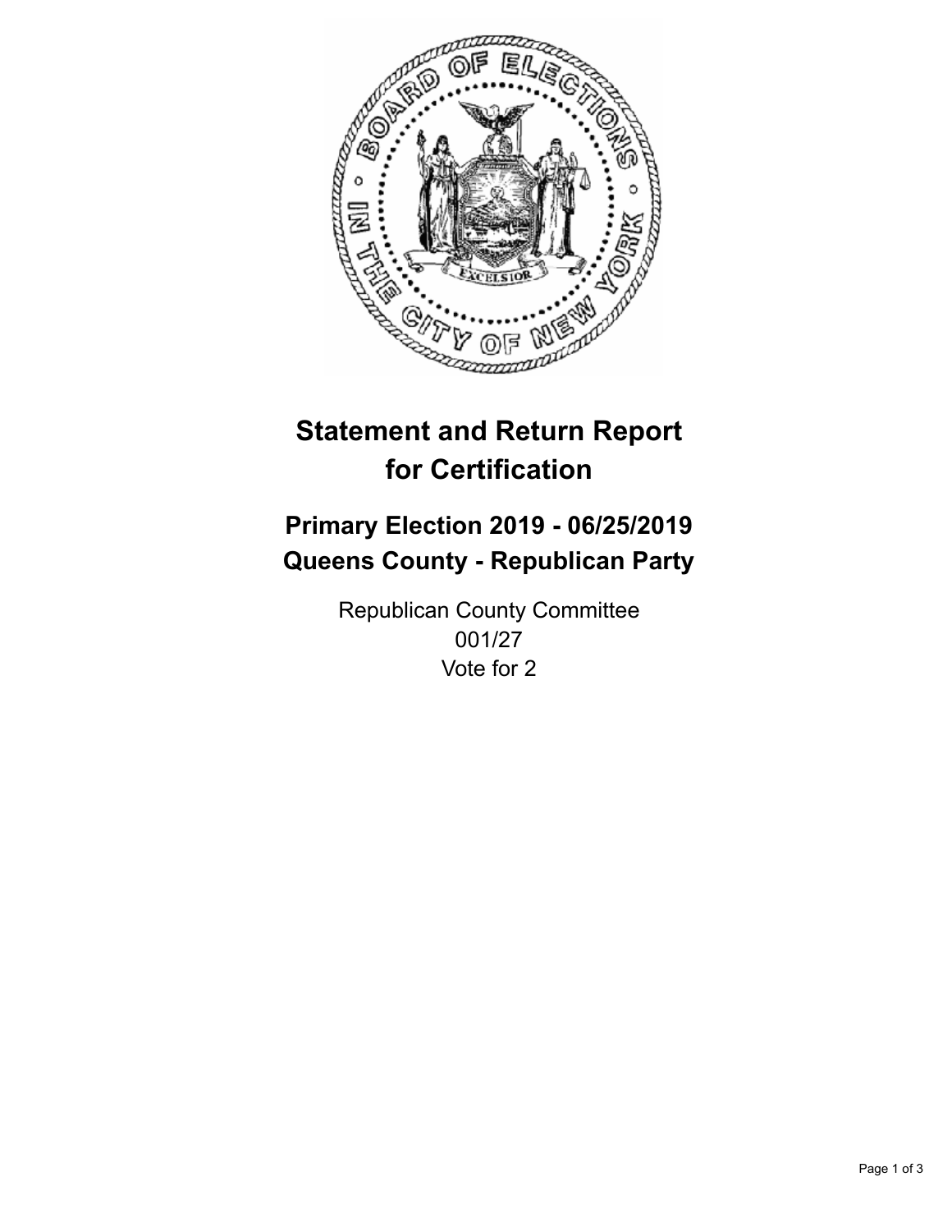# Statement and Return Report for Certification

## Primary Election 2019 - 06/25/2019
## Queens County - Republican Party

Republican County Committee
001/27
Vote for 2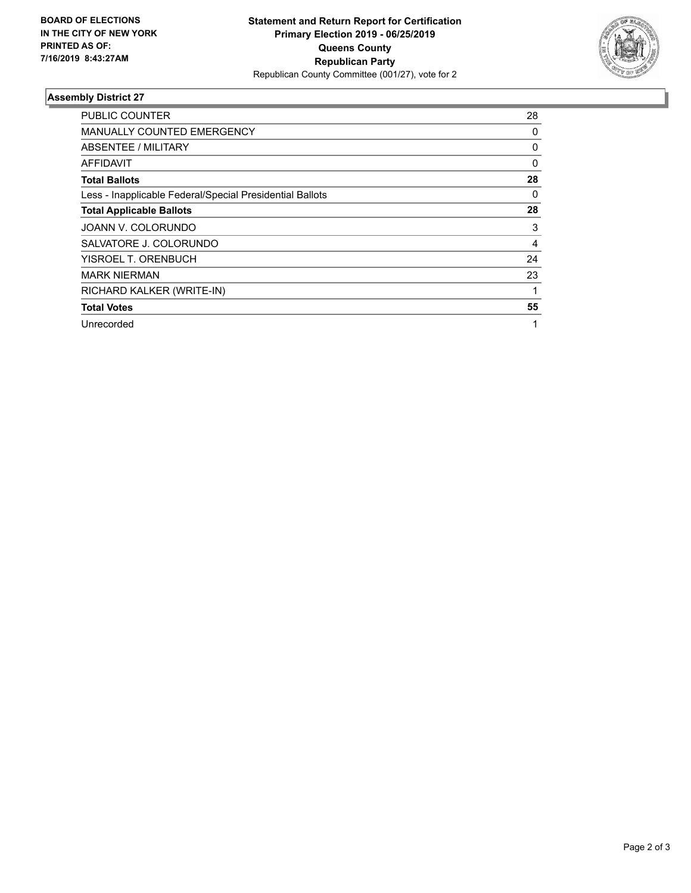**BOARD OF ELECTIONS IN THE CITY OF NEW YORK PRINTED AS OF: 7/16/2019 8:43:27AM**

**Statement and Return Report for Certification**
**Primary Election 2019 - 06/25/2019**
**Queens County**
**Republican Party**
Republican County Committee (001/27), vote for 2

## Assembly District 27

| | |
|---|---|
| PUBLIC COUNTER | 28 |
| MANUALLY COUNTED EMERGENCY | 0 |
| ABSENTEE / MILITARY | 0 |
| AFFIDAVIT | 0 |
| **Total Ballots** | **28** |
| Less - Inapplicable Federal/Special Presidential Ballots | 0 |
| **Total Applicable Ballots** | **28** |
| JOANN V. COLORUNDO | 3 |
| SALVATORE J. COLORUNDO | 4 |
| YISROEL T. ORENBUCH | 24 |
| MARK NIERMAN | 23 |
| RICHARD KALKER (WRITE-IN) | 1 |
| **Total Votes** | **55** |
| Unrecorded | 1 |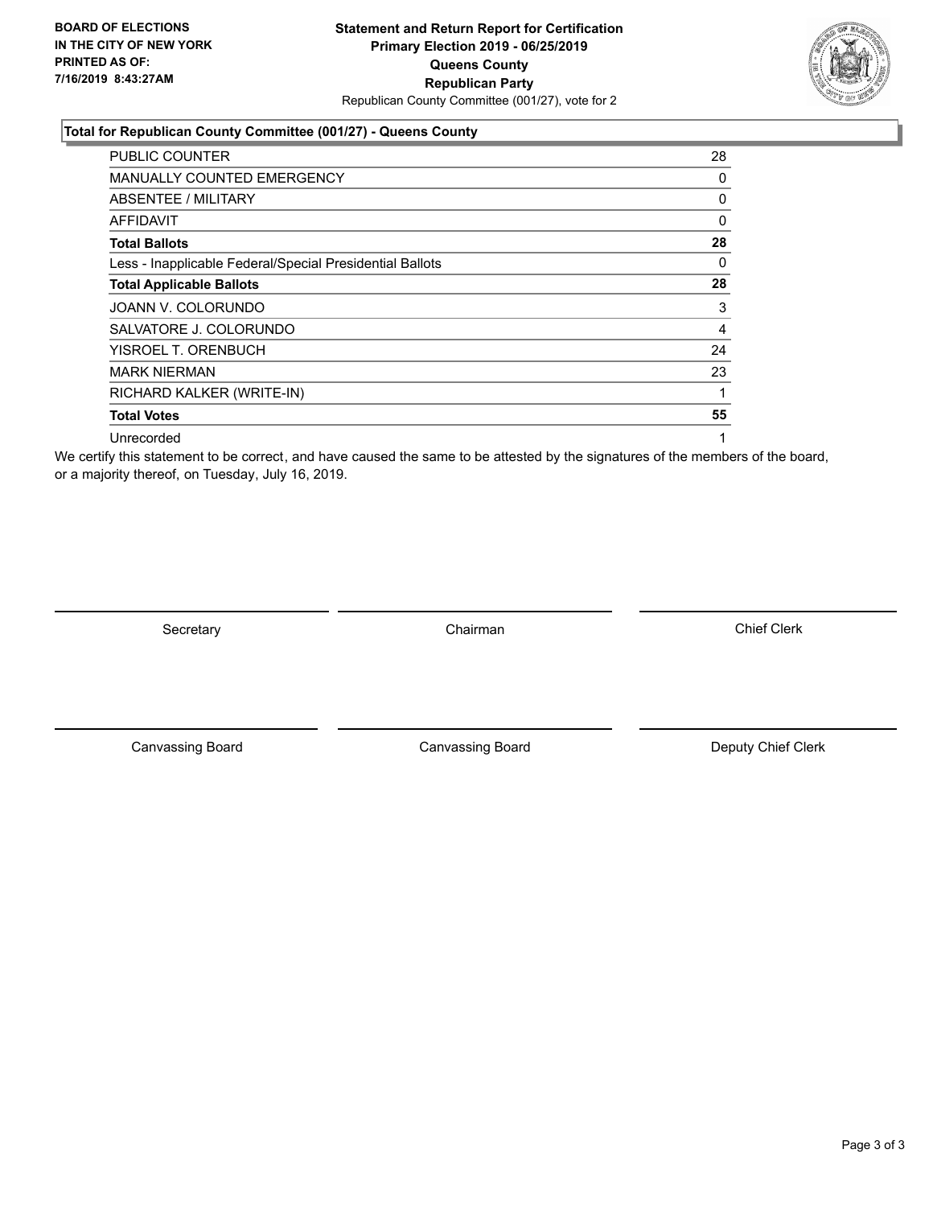**BOARD OF ELECTIONS IN THE CITY OF NEW YORK PRINTED AS OF: 7/16/2019 8:43:27AM**

**Statement and Return Report for Certification**
**Primary Election 2019 - 06/25/2019**
**Queens County**
**Republican Party**
Republican County Committee (001/27), vote for 2

### Total for Republican County Committee (001/27) - Queens County

| | |
|---|---|
| PUBLIC COUNTER | 28 |
| MANUALLY COUNTED EMERGENCY | 0 |
| ABSENTEE / MILITARY | 0 |
| AFFIDAVIT | 0 |
| **Total Ballots** | **28** |
| Less - Inapplicable Federal/Special Presidential Ballots | 0 |
| **Total Applicable Ballots** | **28** |
| JOANN V. COLORUNDO | 3 |
| SALVATORE J. COLORUNDO | 4 |
| YISROEL T. ORENBUCH | 24 |
| MARK NIERMAN | 23 |
| RICHARD KALKER (WRITE-IN) | 1 |
| **Total Votes** | **55** |
| Unrecorded | 1 |

We certify this statement to be correct, and have caused the same to be attested by the signatures of the members of the board, or a majority thereof, on Tuesday, July 16, 2019.

Secretary

Chairman

Chief Clerk

Canvassing Board

Canvassing Board

Deputy Chief Clerk